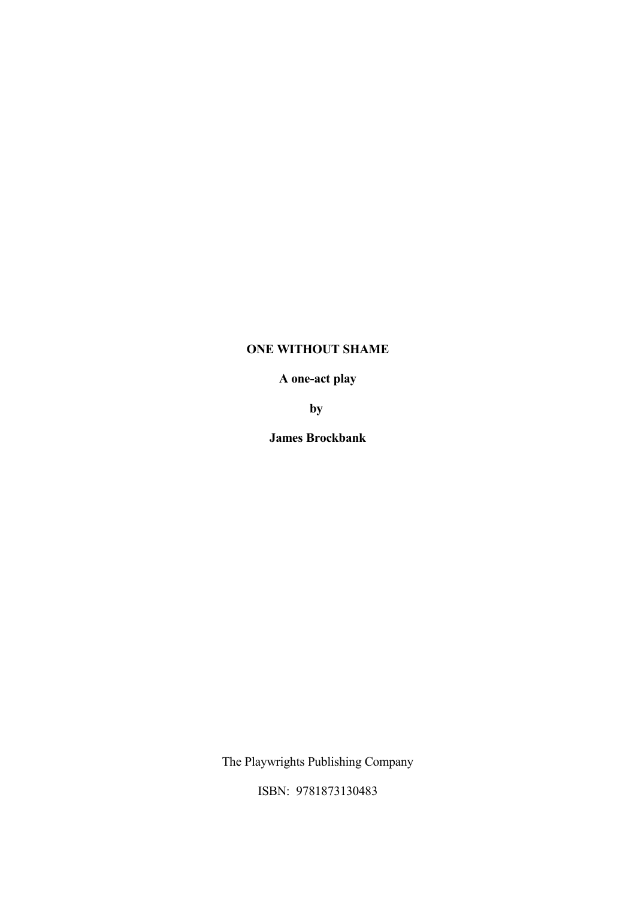# ONE WITHOUT SHAME

**A one-act play**

**by**

**James Brockbank**

The Playwrights Publishing Company

ISBN: 9781873130483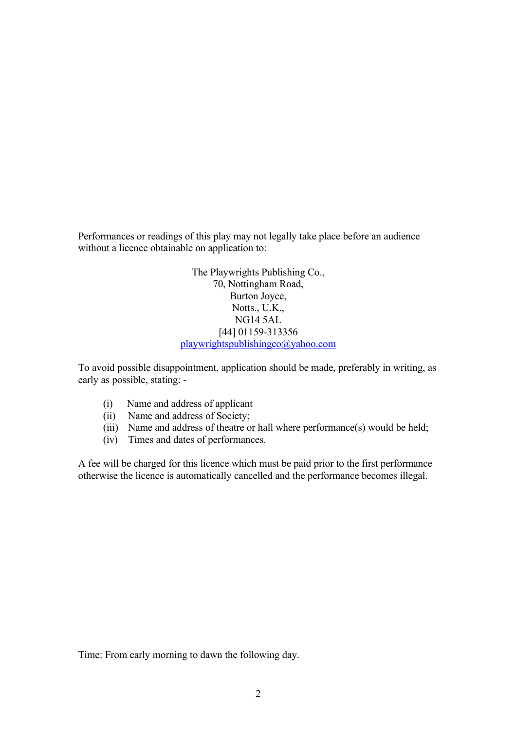Performances or readings of this play may not legally take place before an audience without a licence obtainable on application to:

The Playwrights Publishing Co.,  
70, Nottingham Road,  
Burton Joyce,  
Notts., U.K.,  
NG14 5AL  
[44] 01159-313356  
playwrightspublishingco@yahoo.com

To avoid possible disappointment, application should be made, preferably in writing, as early as possible, stating: -

(i) Name and address of applicant  
(ii) Name and address of Society;  
(iii) Name and address of theatre or hall where performance(s) would be held;  
(iv) Times and dates of performances.

A fee will be charged for this licence which must be paid prior to the first performance otherwise the licence is automatically cancelled and the performance becomes illegal.

Time: From early morning to dawn the following day.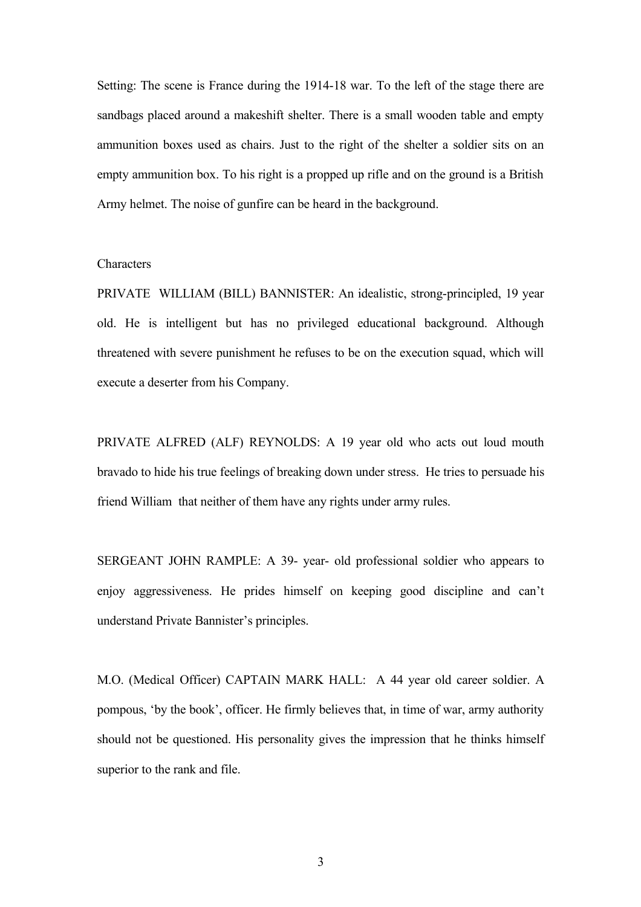Setting: The scene is France during the 1914-18 war. To the left of the stage there are sandbags placed around a makeshift shelter. There is a small wooden table and empty ammunition boxes used as chairs. Just to the right of the shelter a soldier sits on an empty ammunition box. To his right is a propped up rifle and on the ground is a British Army helmet. The noise of gunfire can be heard in the background.

Characters

PRIVATE WILLIAM (BILL) BANNISTER: An idealistic, strong-principled, 19 year old. He is intelligent but has no privileged educational background. Although threatened with severe punishment he refuses to be on the execution squad, which will execute a deserter from his Company.

PRIVATE ALFRED (ALF) REYNOLDS: A 19 year old who acts out loud mouth bravado to hide his true feelings of breaking down under stress. He tries to persuade his friend William that neither of them have any rights under army rules.

SERGEANT JOHN RAMPLE: A 39- year- old professional soldier who appears to enjoy aggressiveness. He prides himself on keeping good discipline and can't understand Private Bannister's principles.

M.O. (Medical Officer) CAPTAIN MARK HALL: A 44 year old career soldier. A pompous, 'by the book', officer. He firmly believes that, in time of war, army authority should not be questioned. His personality gives the impression that he thinks himself superior to the rank and file.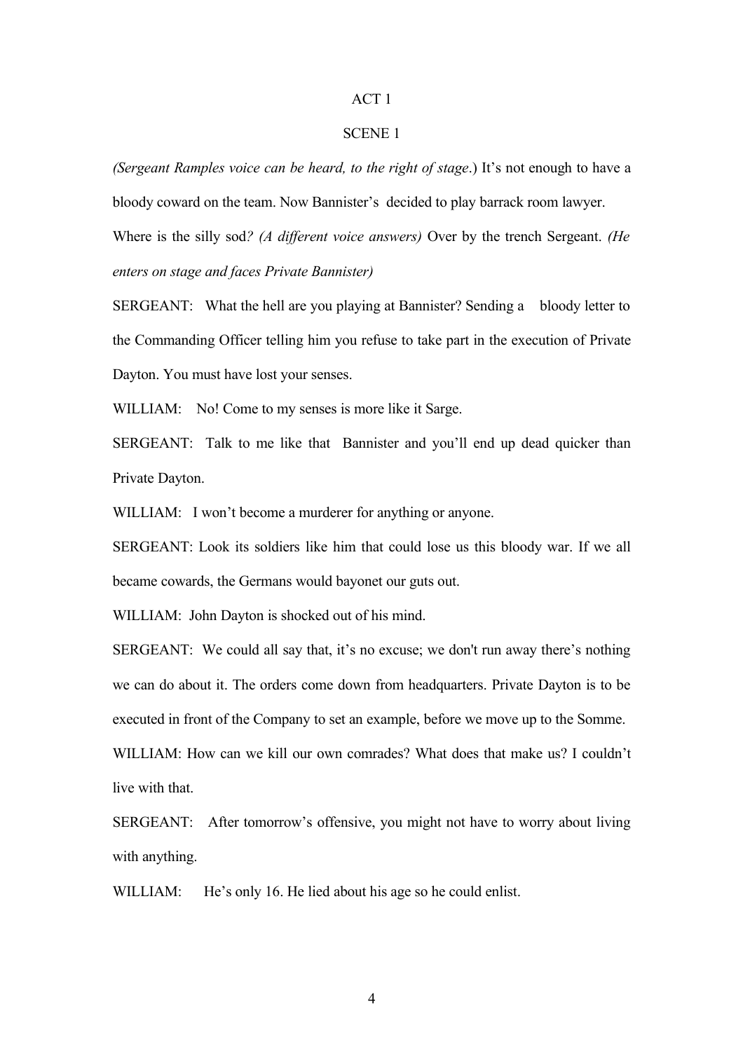ACT 1

SCENE 1

*(Sergeant Ramples voice can be heard, to the right of stage*.) It's not enough to have a bloody coward on the team. Now Bannister's decided to play barrack room lawyer. Where is the silly sod*? (A different voice answers)* Over by the trench Sergeant. *(He enters on stage and faces Private Bannister)*

SERGEANT: What the hell are you playing at Bannister? Sending a bloody letter to the Commanding Officer telling him you refuse to take part in the execution of Private Dayton. You must have lost your senses.

WILLIAM: No! Come to my senses is more like it Sarge.

SERGEANT: Talk to me like that Bannister and you'll end up dead quicker than Private Dayton.

WILLIAM: I won't become a murderer for anything or anyone.

SERGEANT: Look its soldiers like him that could lose us this bloody war. If we all became cowards, the Germans would bayonet our guts out.

WILLIAM: John Dayton is shocked out of his mind.

SERGEANT: We could all say that, it's no excuse; we don't run away there's nothing we can do about it. The orders come down from headquarters. Private Dayton is to be executed in front of the Company to set an example, before we move up to the Somme.

WILLIAM: How can we kill our own comrades? What does that make us? I couldn't live with that.

SERGEANT: After tomorrow's offensive, you might not have to worry about living with anything.

WILLIAM: He's only 16. He lied about his age so he could enlist.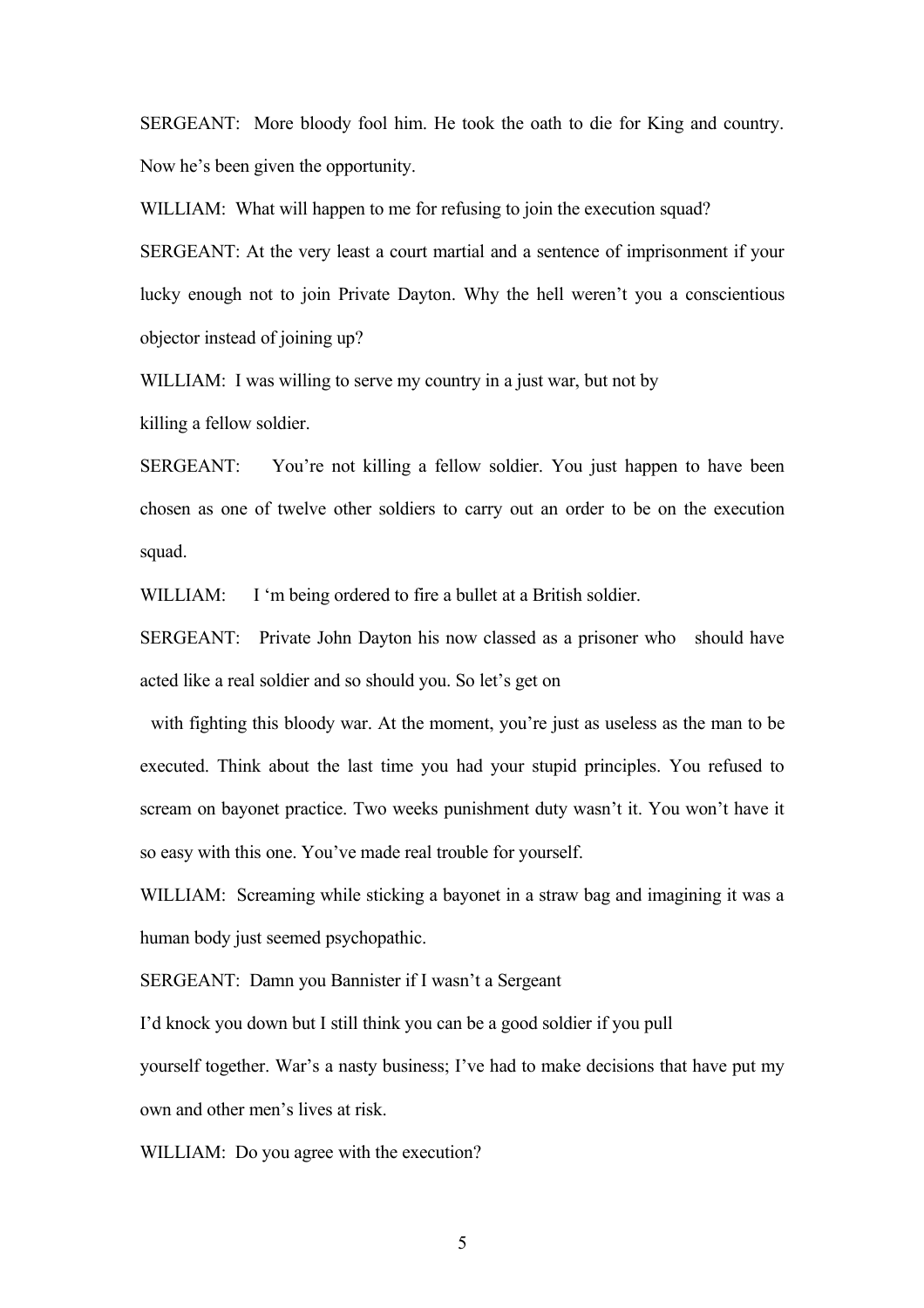SERGEANT: More bloody fool him. He took the oath to die for King and country. Now he's been given the opportunity.

WILLIAM: What will happen to me for refusing to join the execution squad?

SERGEANT: At the very least a court martial and a sentence of imprisonment if your lucky enough not to join Private Dayton. Why the hell weren't you a conscientious objector instead of joining up?

WILLIAM: I was willing to serve my country in a just war, but not by killing a fellow soldier.

SERGEANT: You're not killing a fellow soldier. You just happen to have been chosen as one of twelve other soldiers to carry out an order to be on the execution squad.

WILLIAM: I 'm being ordered to fire a bullet at a British soldier.

SERGEANT: Private John Dayton his now classed as a prisoner who should have acted like a real soldier and so should you. So let's get on with fighting this bloody war. At the moment, you're just as useless as the man to be executed. Think about the last time you had your stupid principles. You refused to scream on bayonet practice. Two weeks punishment duty wasn't it. You won't have it so easy with this one. You've made real trouble for yourself.

WILLIAM: Screaming while sticking a bayonet in a straw bag and imagining it was a human body just seemed psychopathic.

SERGEANT: Damn you Bannister if I wasn't a Sergeant I'd knock you down but I still think you can be a good soldier if you pull yourself together. War's a nasty business; I've had to make decisions that have put my own and other men's lives at risk.

WILLIAM: Do you agree with the execution?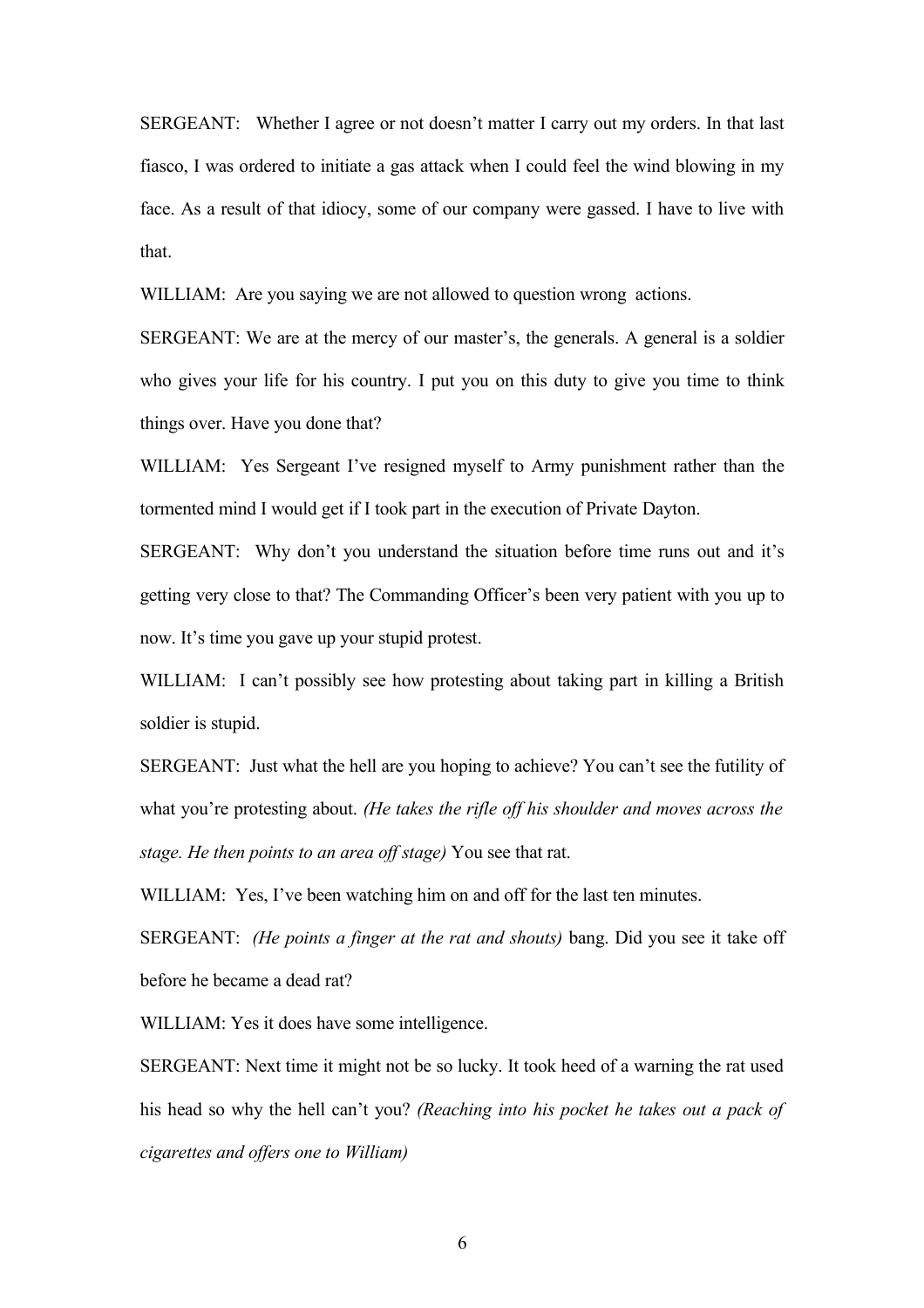SERGEANT: Whether I agree or not doesn't matter I carry out my orders. In that last fiasco, I was ordered to initiate a gas attack when I could feel the wind blowing in my face. As a result of that idiocy, some of our company were gassed. I have to live with that.

WILLIAM: Are you saying we are not allowed to question wrong actions.

SERGEANT: We are at the mercy of our master's, the generals. A general is a soldier who gives your life for his country. I put you on this duty to give you time to think things over. Have you done that?

WILLIAM: Yes Sergeant I've resigned myself to Army punishment rather than the tormented mind I would get if I took part in the execution of Private Dayton.

SERGEANT: Why don't you understand the situation before time runs out and it's getting very close to that? The Commanding Officer's been very patient with you up to now. It's time you gave up your stupid protest.

WILLIAM: I can't possibly see how protesting about taking part in killing a British soldier is stupid.

SERGEANT: Just what the hell are you hoping to achieve? You can't see the futility of what you're protesting about. *(He takes the rifle off his shoulder and moves across the stage. He then points to an area off stage)* You see that rat.

WILLIAM: Yes, I've been watching him on and off for the last ten minutes.

SERGEANT: *(He points a finger at the rat and shouts)* bang. Did you see it take off before he became a dead rat?

WILLIAM: Yes it does have some intelligence.

SERGEANT: Next time it might not be so lucky. It took heed of a warning the rat used his head so why the hell can't you? *(Reaching into his pocket he takes out a pack of cigarettes and offers one to William)*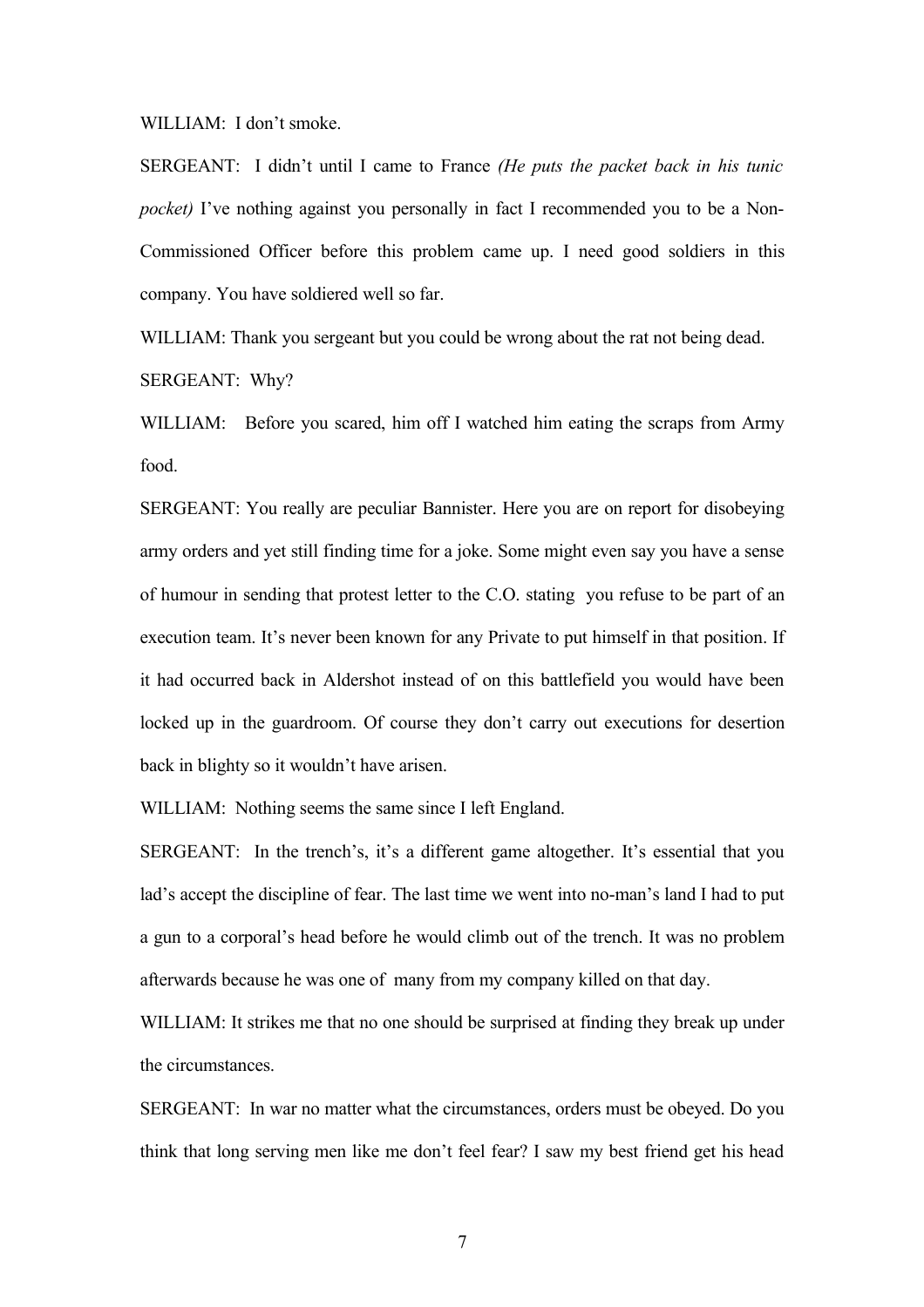WILLIAM: I don't smoke.

SERGEANT: I didn't until I came to France *(He puts the packet back in his tunic pocket)* I've nothing against you personally in fact I recommended you to be a Non-Commissioned Officer before this problem came up. I need good soldiers in this company. You have soldiered well so far.

WILLIAM: Thank you sergeant but you could be wrong about the rat not being dead.

SERGEANT: Why?

WILLIAM: Before you scared, him off I watched him eating the scraps from Army food.

SERGEANT: You really are peculiar Bannister. Here you are on report for disobeying army orders and yet still finding time for a joke. Some might even say you have a sense of humour in sending that protest letter to the C.O. stating you refuse to be part of an execution team. It's never been known for any Private to put himself in that position. If it had occurred back in Aldershot instead of on this battlefield you would have been locked up in the guardroom. Of course they don't carry out executions for desertion back in blighty so it wouldn't have arisen.

WILLIAM: Nothing seems the same since I left England.

SERGEANT: In the trench's, it's a different game altogether. It's essential that you lad's accept the discipline of fear. The last time we went into no-man's land I had to put a gun to a corporal's head before he would climb out of the trench. It was no problem afterwards because he was one of many from my company killed on that day.

WILLIAM: It strikes me that no one should be surprised at finding they break up under the circumstances.

SERGEANT: In war no matter what the circumstances, orders must be obeyed. Do you think that long serving men like me don't feel fear? I saw my best friend get his head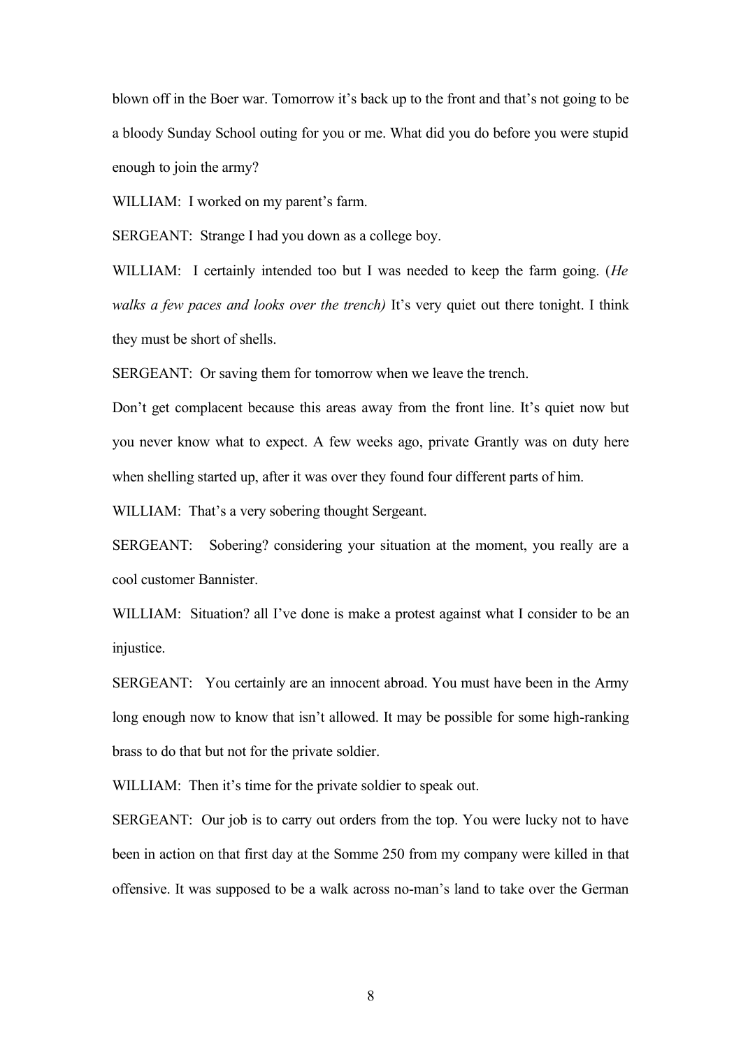blown off in the Boer war. Tomorrow it's back up to the front and that's not going to be a bloody Sunday School outing for you or me. What did you do before you were stupid enough to join the army?

WILLIAM: I worked on my parent's farm.

SERGEANT: Strange I had you down as a college boy.

WILLIAM: I certainly intended too but I was needed to keep the farm going. (*He walks a few paces and looks over the trench)* It's very quiet out there tonight. I think they must be short of shells.

SERGEANT: Or saving them for tomorrow when we leave the trench.

Don't get complacent because this areas away from the front line. It's quiet now but you never know what to expect. A few weeks ago, private Grantly was on duty here when shelling started up, after it was over they found four different parts of him.

WILLIAM: That's a very sobering thought Sergeant.

SERGEANT: Sobering? considering your situation at the moment, you really are a cool customer Bannister.

WILLIAM: Situation? all I've done is make a protest against what I consider to be an injustice.

SERGEANT: You certainly are an innocent abroad. You must have been in the Army long enough now to know that isn't allowed. It may be possible for some high-ranking brass to do that but not for the private soldier.

WILLIAM: Then it's time for the private soldier to speak out.

SERGEANT: Our job is to carry out orders from the top. You were lucky not to have been in action on that first day at the Somme 250 from my company were killed in that offensive. It was supposed to be a walk across no-man's land to take over the German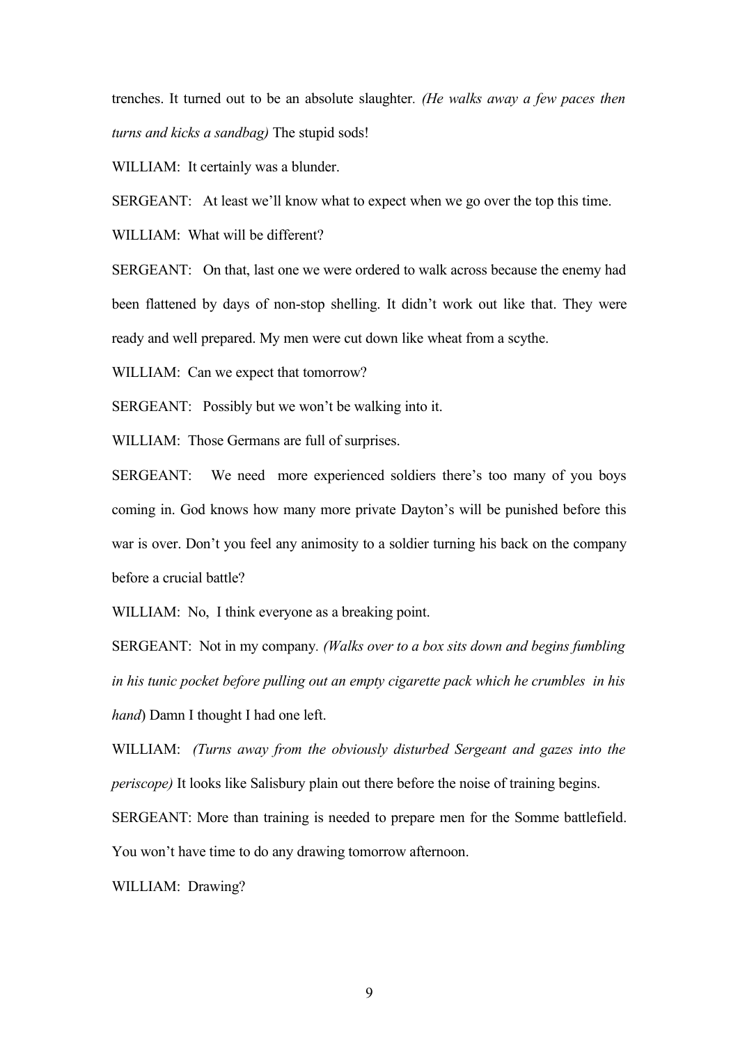trenches. It turned out to be an absolute slaughter. *(He walks away a few paces then turns and kicks a sandbag)* The stupid sods!

WILLIAM: It certainly was a blunder.

SERGEANT: At least we'll know what to expect when we go over the top this time.

WILLIAM: What will be different?

SERGEANT: On that, last one we were ordered to walk across because the enemy had been flattened by days of non-stop shelling. It didn't work out like that. They were ready and well prepared. My men were cut down like wheat from a scythe.

WILLIAM: Can we expect that tomorrow?

SERGEANT: Possibly but we won't be walking into it.

WILLIAM: Those Germans are full of surprises.

SERGEANT: We need more experienced soldiers there's too many of you boys coming in. God knows how many more private Dayton's will be punished before this war is over. Don't you feel any animosity to a soldier turning his back on the company before a crucial battle?

WILLIAM: No, I think everyone as a breaking point.

SERGEANT: Not in my company. *(Walks over to a box sits down and begins fumbling in his tunic pocket before pulling out an empty cigarette pack which he crumbles in his hand)* Damn I thought I had one left.

WILLIAM: *(Turns away from the obviously disturbed Sergeant and gazes into the periscope)* It looks like Salisbury plain out there before the noise of training begins.

SERGEANT: More than training is needed to prepare men for the Somme battlefield. You won't have time to do any drawing tomorrow afternoon.

WILLIAM: Drawing?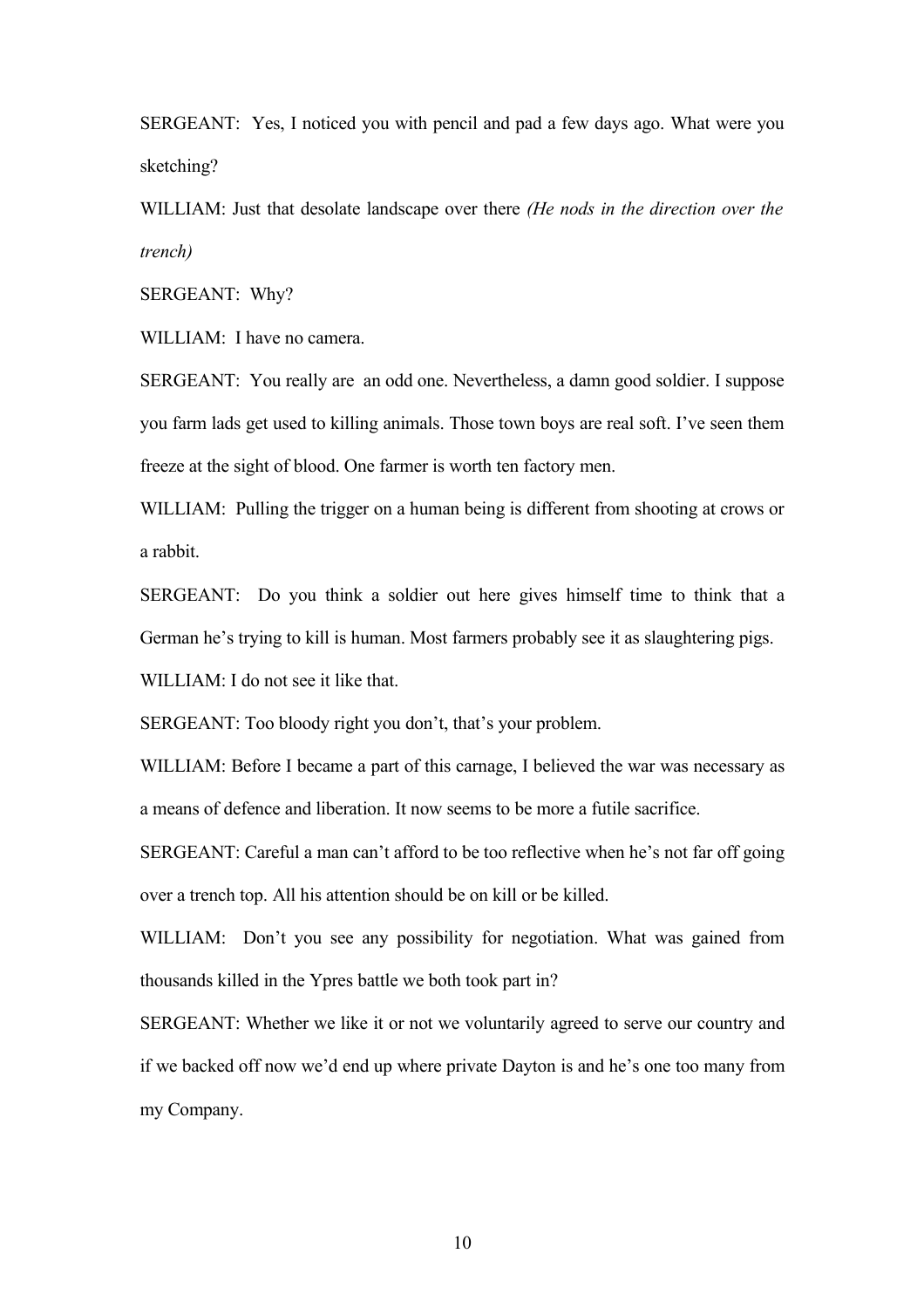SERGEANT: Yes, I noticed you with pencil and pad a few days ago. What were you sketching?

WILLIAM: Just that desolate landscape over there *(He nods in the direction over the trench)*

SERGEANT: Why?

WILLIAM: I have no camera.

SERGEANT: You really are an odd one. Nevertheless, a damn good soldier. I suppose you farm lads get used to killing animals. Those town boys are real soft. I've seen them freeze at the sight of blood. One farmer is worth ten factory men.

WILLIAM: Pulling the trigger on a human being is different from shooting at crows or a rabbit.

SERGEANT: Do you think a soldier out here gives himself time to think that a German he's trying to kill is human. Most farmers probably see it as slaughtering pigs.

WILLIAM: I do not see it like that.

SERGEANT: Too bloody right you don't, that's your problem.

WILLIAM: Before I became a part of this carnage, I believed the war was necessary as a means of defence and liberation. It now seems to be more a futile sacrifice.

SERGEANT: Careful a man can't afford to be too reflective when he's not far off going over a trench top. All his attention should be on kill or be killed.

WILLIAM: Don't you see any possibility for negotiation. What was gained from thousands killed in the Ypres battle we both took part in?

SERGEANT: Whether we like it or not we voluntarily agreed to serve our country and if we backed off now we'd end up where private Dayton is and he's one too many from my Company.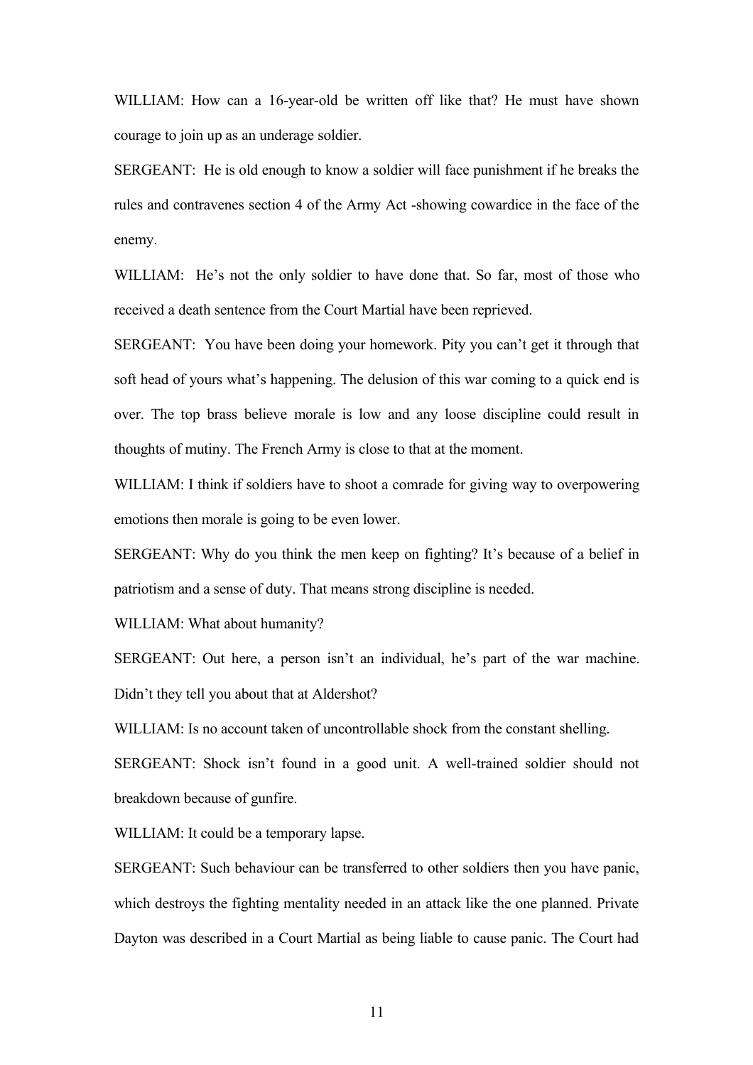WILLIAM: How can a 16-year-old be written off like that? He must have shown courage to join up as an underage soldier.

SERGEANT: He is old enough to know a soldier will face punishment if he breaks the rules and contravenes section 4 of the Army Act -showing cowardice in the face of the enemy.

WILLIAM: He's not the only soldier to have done that. So far, most of those who received a death sentence from the Court Martial have been reprieved.

SERGEANT: You have been doing your homework. Pity you can't get it through that soft head of yours what's happening. The delusion of this war coming to a quick end is over. The top brass believe morale is low and any loose discipline could result in thoughts of mutiny. The French Army is close to that at the moment.

WILLIAM: I think if soldiers have to shoot a comrade for giving way to overpowering emotions then morale is going to be even lower.

SERGEANT: Why do you think the men keep on fighting? It's because of a belief in patriotism and a sense of duty. That means strong discipline is needed.

WILLIAM: What about humanity?

SERGEANT: Out here, a person isn't an individual, he's part of the war machine. Didn't they tell you about that at Aldershot?

WILLIAM: Is no account taken of uncontrollable shock from the constant shelling.

SERGEANT: Shock isn't found in a good unit. A well-trained soldier should not breakdown because of gunfire.

WILLIAM: It could be a temporary lapse.

SERGEANT: Such behaviour can be transferred to other soldiers then you have panic, which destroys the fighting mentality needed in an attack like the one planned. Private Dayton was described in a Court Martial as being liable to cause panic. The Court had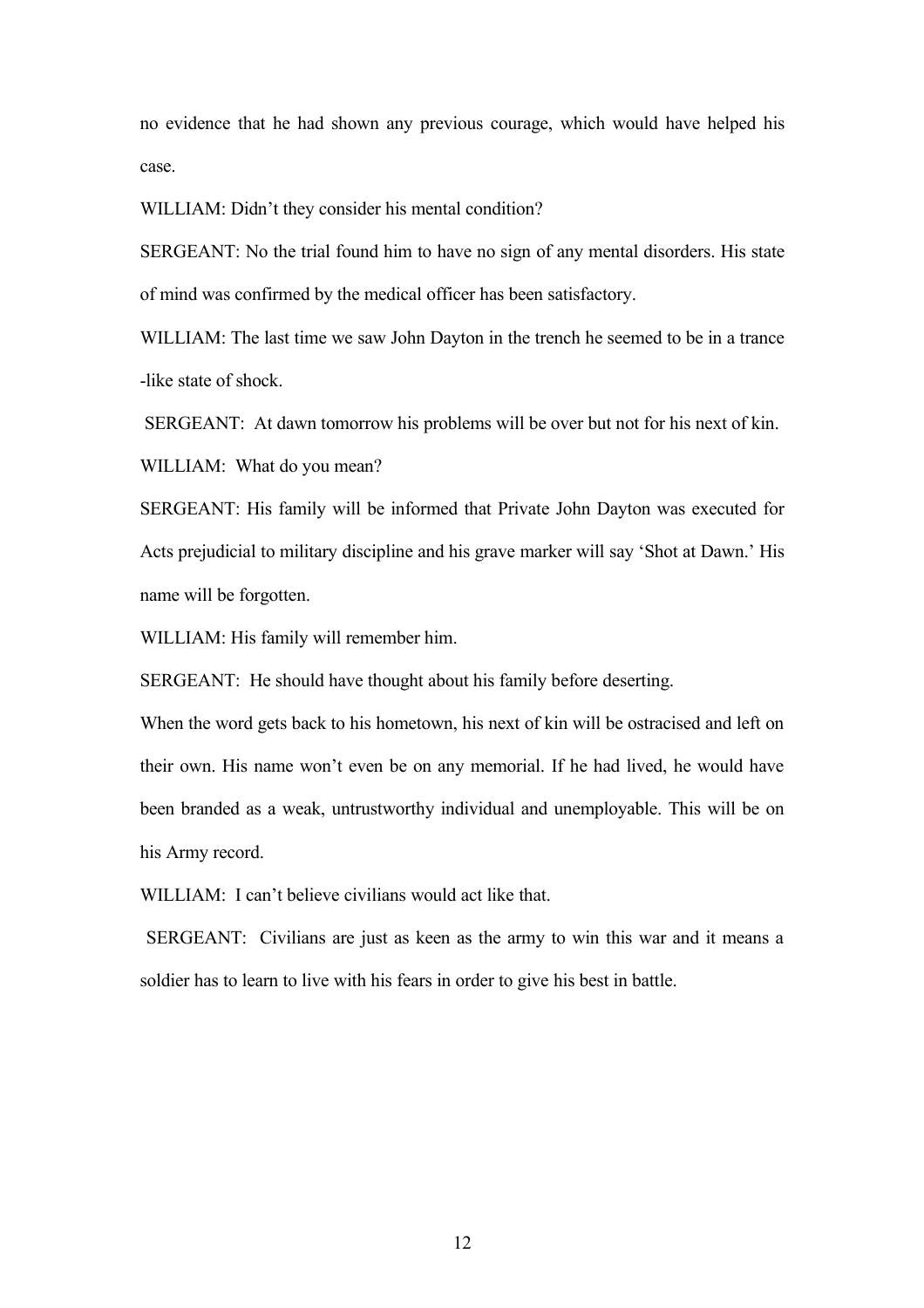no evidence that he had shown any previous courage, which would have helped his case.

WILLIAM: Didn't they consider his mental condition?

SERGEANT: No the trial found him to have no sign of any mental disorders. His state of mind was confirmed by the medical officer has been satisfactory.

WILLIAM: The last time we saw John Dayton in the trench he seemed to be in a trance -like state of shock.

SERGEANT: At dawn tomorrow his problems will be over but not for his next of kin.

WILLIAM: What do you mean?

SERGEANT: His family will be informed that Private John Dayton was executed for Acts prejudicial to military discipline and his grave marker will say 'Shot at Dawn.' His name will be forgotten.

WILLIAM: His family will remember him.

SERGEANT: He should have thought about his family before deserting.

When the word gets back to his hometown, his next of kin will be ostracised and left on their own. His name won't even be on any memorial. If he had lived, he would have been branded as a weak, untrustworthy individual and unemployable. This will be on his Army record.

WILLIAM: I can't believe civilians would act like that.

SERGEANT: Civilians are just as keen as the army to win this war and it means a soldier has to learn to live with his fears in order to give his best in battle.